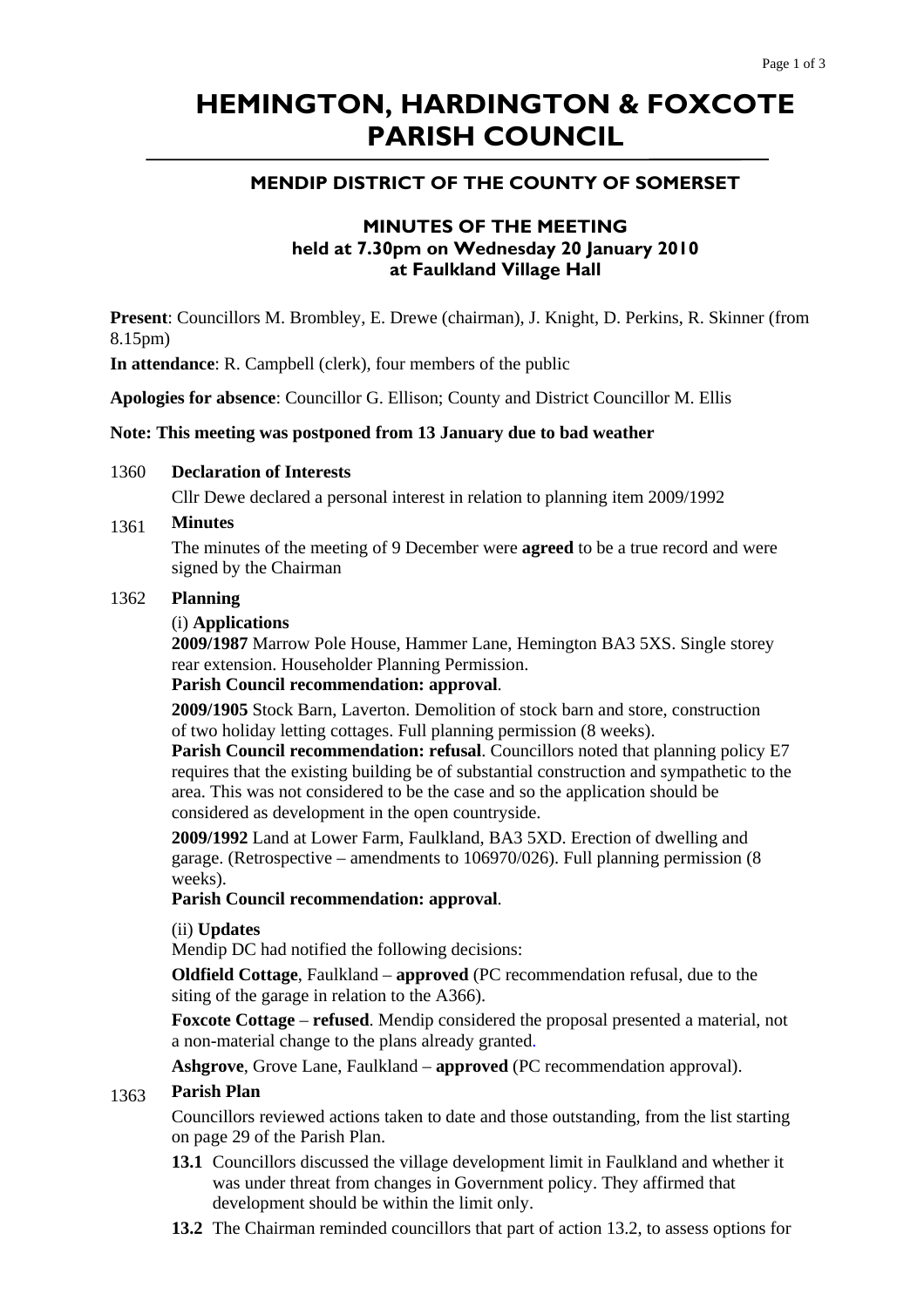# HEMINGTON, HARDINGTON & FOXCOTE PARISH COUNCIL

## MENDIP DISTRICT OF THE COUNTY OF SOMERSET

### MINUTES OF THE MEETING
### held at 7.30pm on Wednesday 20 January 2010
### at Faulkland Village Hall

**Present**: Councillors M. Brombley, E. Drewe (chairman), J. Knight, D. Perkins, R. Skinner (from 8.15pm)

**In attendance**: R. Campbell (clerk), four members of the public

**Apologies for absence**: Councillor G. Ellison; County and District Councillor M. Ellis

**Note: This meeting was postponed from 13 January due to bad weather**

1360 **Declaration of Interests**

Cllr Dewe declared a personal interest in relation to planning item 2009/1992

1361 **Minutes**

The minutes of the meeting of 9 December were **agreed** to be a true record and were signed by the Chairman

1362 **Planning**

(i) **Applications**

**2009/1987** Marrow Pole House, Hammer Lane, Hemington BA3 5XS. Single storey rear extension. Householder Planning Permission.
**Parish Council recommendation: approval**.

**2009/1905** Stock Barn, Laverton. Demolition of stock barn and store, construction of two holiday letting cottages. Full planning permission (8 weeks).
**Parish Council recommendation: refusal**. Councillors noted that planning policy E7 requires that the existing building be of substantial construction and sympathetic to the area. This was not considered to be the case and so the application should be considered as development in the open countryside.

**2009/1992** Land at Lower Farm, Faulkland, BA3 5XD. Erection of dwelling and garage. (Retrospective – amendments to 106970/026). Full planning permission (8 weeks).
**Parish Council recommendation: approval**.

(ii) **Updates**

Mendip DC had notified the following decisions:

**Oldfield Cottage**, Faulkland – **approved** (PC recommendation refusal, due to the siting of the garage in relation to the A366).

**Foxcote Cottage** – **refused**. Mendip considered the proposal presented a material, not a non-material change to the plans already granted.

**Ashgrove**, Grove Lane, Faulkland – **approved** (PC recommendation approval).

1363 **Parish Plan**

Councillors reviewed actions taken to date and those outstanding, from the list starting on page 29 of the Parish Plan.

**13.1** Councillors discussed the village development limit in Faulkland and whether it was under threat from changes in Government policy. They affirmed that development should be within the limit only.

**13.2** The Chairman reminded councillors that part of action 13.2, to assess options for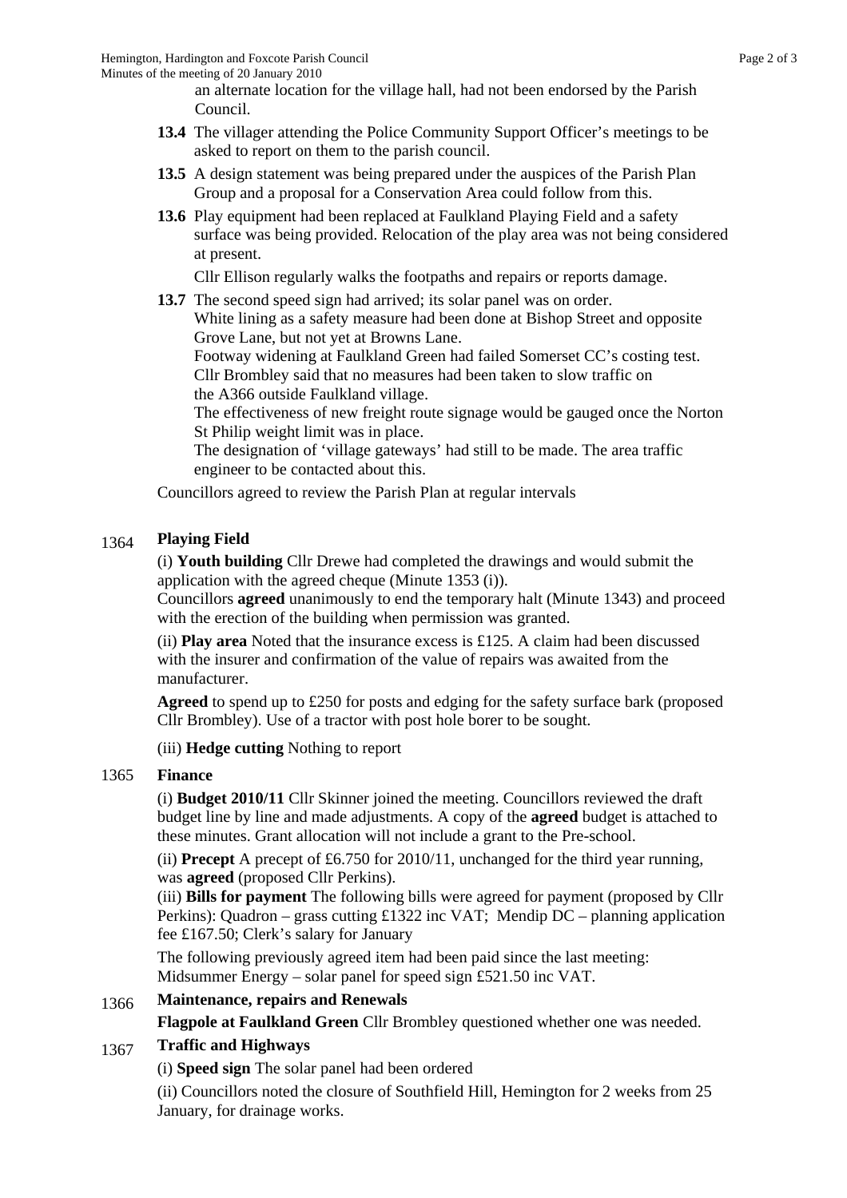an alternate location for the village hall, had not been endorsed by the Parish Council.

**13.4** The villager attending the Police Community Support Officer's meetings to be asked to report on them to the parish council.

**13.5** A design statement was being prepared under the auspices of the Parish Plan Group and a proposal for a Conservation Area could follow from this.

**13.6** Play equipment had been replaced at Faulkland Playing Field and a safety surface was being provided. Relocation of the play area was not being considered at present.

Cllr Ellison regularly walks the footpaths and repairs or reports damage.

**13.7** The second speed sign had arrived; its solar panel was on order.
White lining as a safety measure had been done at Bishop Street and opposite Grove Lane, but not yet at Browns Lane.
Footway widening at Faulkland Green had failed Somerset CC's costing test.
Cllr Brombley said that no measures had been taken to slow traffic on the A366 outside Faulkland village.
The effectiveness of new freight route signage would be gauged once the Norton St Philip weight limit was in place.
The designation of 'village gateways' had still to be made. The area traffic engineer to be contacted about this.

Councillors agreed to review the Parish Plan at regular intervals

1364 **Playing Field**

(i) **Youth building** Cllr Drewe had completed the drawings and would submit the application with the agreed cheque (Minute 1353 (i)).
Councillors **agreed** unanimously to end the temporary halt (Minute 1343) and proceed with the erection of the building when permission was granted.

(ii) **Play area** Noted that the insurance excess is £125. A claim had been discussed with the insurer and confirmation of the value of repairs was awaited from the manufacturer.

**Agreed** to spend up to £250 for posts and edging for the safety surface bark (proposed Cllr Brombley). Use of a tractor with post hole borer to be sought.

(iii) **Hedge cutting** Nothing to report

1365 **Finance**

(i) **Budget 2010/11** Cllr Skinner joined the meeting. Councillors reviewed the draft budget line by line and made adjustments. A copy of the **agreed** budget is attached to these minutes. Grant allocation will not include a grant to the Pre-school.

(ii) **Precept** A precept of £6.750 for 2010/11, unchanged for the third year running, was **agreed** (proposed Cllr Perkins).
(iii) **Bills for payment** The following bills were agreed for payment (proposed by Cllr Perkins): Quadron – grass cutting £1322 inc VAT; Mendip DC – planning application fee £167.50; Clerk's salary for January

The following previously agreed item had been paid since the last meeting:
Midsummer Energy – solar panel for speed sign £521.50 inc VAT.

1366 **Maintenance, repairs and Renewals**

**Flagpole at Faulkland Green** Cllr Brombley questioned whether one was needed.

1367 **Traffic and Highways**

(i) **Speed sign** The solar panel had been ordered

(ii) Councillors noted the closure of Southfield Hill, Hemington for 2 weeks from 25 January, for drainage works.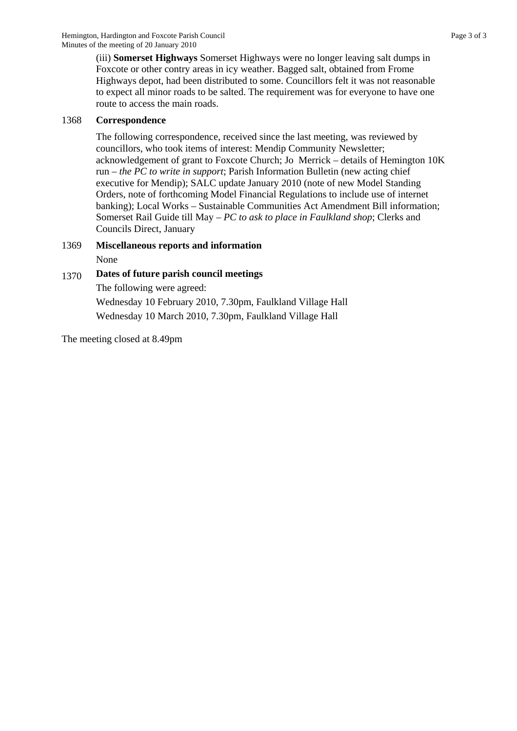(iii) **Somerset Highways** Somerset Highways were no longer leaving salt dumps in Foxcote or other contry areas in icy weather. Bagged salt, obtained from Frome Highways depot, had been distributed to some. Councillors felt it was not reasonable to expect all minor roads to be salted. The requirement was for everyone to have one route to access the main roads.

**1368 Correspondence**

The following correspondence, received since the last meeting, was reviewed by councillors, who took items of interest: Mendip Community Newsletter; acknowledgement of grant to Foxcote Church; Jo Merrick – details of Hemington 10K run – *the PC to write in support*; Parish Information Bulletin (new acting chief executive for Mendip); SALC update January 2010 (note of new Model Standing Orders, note of forthcoming Model Financial Regulations to include use of internet banking); Local Works – Sustainable Communities Act Amendment Bill information; Somerset Rail Guide till May – *PC to ask to place in Faulkland shop*; Clerks and Councils Direct, January

**1369 Miscellaneous reports and information**

None

**1370 Dates of future parish council meetings**

The following were agreed:

Wednesday 10 February 2010, 7.30pm, Faulkland Village Hall

Wednesday 10 March 2010, 7.30pm, Faulkland Village Hall

The meeting closed at 8.49pm